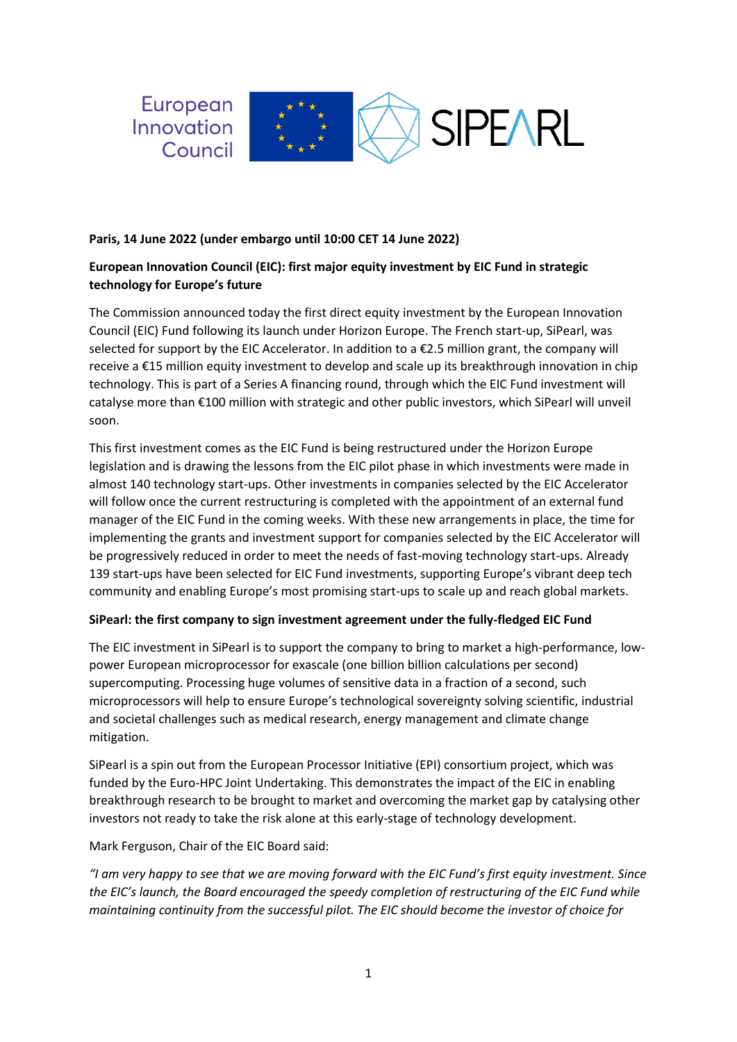**Paris, 14 June 2022 (under embargo until 10:00 CET 14 June 2022)**

**European Innovation Council (EIC): first major equity investment by EIC Fund in strategic technology for Europe's future**

The Commission announced today the first direct equity investment by the European Innovation Council (EIC) Fund following its launch under Horizon Europe. The French start-up, SiPearl, was selected for support by the EIC Accelerator. In addition to a €2.5 million grant, the company will receive a €15 million equity investment to develop and scale up its breakthrough innovation in chip technology. This is part of a Series A financing round, through which the EIC Fund investment will catalyse more than €100 million with strategic and other public investors, which SiPearl will unveil soon.

This first investment comes as the EIC Fund is being restructured under the Horizon Europe legislation and is drawing the lessons from the EIC pilot phase in which investments were made in almost 140 technology start-ups. Other investments in companies selected by the EIC Accelerator will follow once the current restructuring is completed with the appointment of an external fund manager of the EIC Fund in the coming weeks. With these new arrangements in place, the time for implementing the grants and investment support for companies selected by the EIC Accelerator will be progressively reduced in order to meet the needs of fast-moving technology start-ups. Already 139 start-ups have been selected for EIC Fund investments, supporting Europe's vibrant deep tech community and enabling Europe's most promising start-ups to scale up and reach global markets.

**SiPearl: the first company to sign investment agreement under the fully-fledged EIC Fund**

The EIC investment in SiPearl is to support the company to bring to market a high-performance, low-power European microprocessor for exascale (one billion billion calculations per second) supercomputing. Processing huge volumes of sensitive data in a fraction of a second, such microprocessors will help to ensure Europe's technological sovereignty solving scientific, industrial and societal challenges such as medical research, energy management and climate change mitigation.

SiPearl is a spin out from the European Processor Initiative (EPI) consortium project, which was funded by the Euro-HPC Joint Undertaking. This demonstrates the impact of the EIC in enabling breakthrough research to be brought to market and overcoming the market gap by catalysing other investors not ready to take the risk alone at this early-stage of technology development.

Mark Ferguson, Chair of the EIC Board said:

*"I am very happy to see that we are moving forward with the EIC Fund's first equity investment. Since the EIC's launch, the Board encouraged the speedy completion of restructuring of the EIC Fund while maintaining continuity from the successful pilot. The EIC should become the investor of choice for*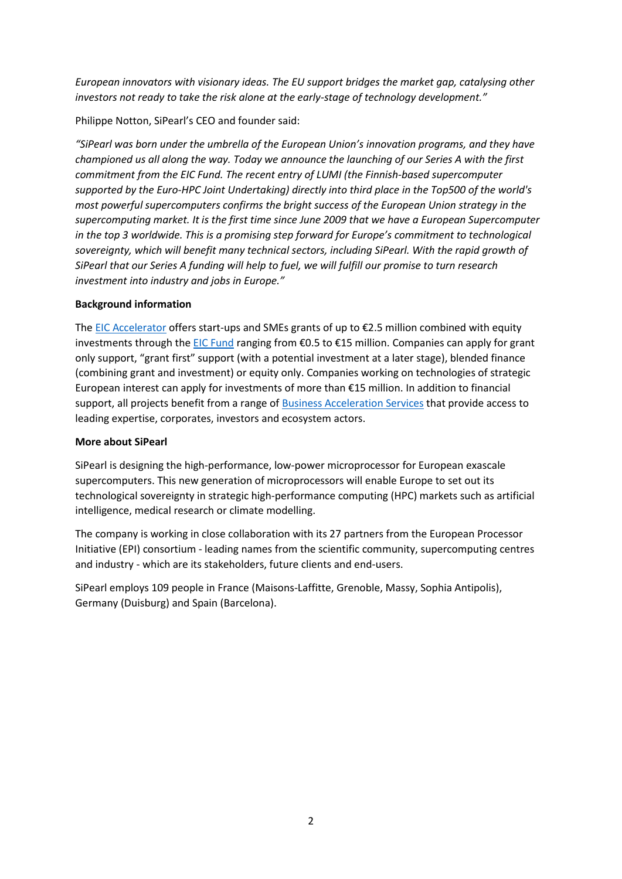*European innovators with visionary ideas. The EU support bridges the market gap, catalysing other investors not ready to take the risk alone at the early-stage of technology development."*

Philippe Notton, SiPearl's CEO and founder said:

*"SiPearl was born under the umbrella of the European Union's innovation programs, and they have championed us all along the way. Today we announce the launching of our Series A with the first commitment from the EIC Fund. The recent entry of LUMI (the Finnish-based supercomputer supported by the Euro-HPC Joint Undertaking) directly into third place in the Top500 of the world's most powerful supercomputers confirms the bright success of the European Union strategy in the supercomputing market. It is the first time since June 2009 that we have a European Supercomputer in the top 3 worldwide. This is a promising step forward for Europe's commitment to technological sovereignty, which will benefit many technical sectors, including SiPearl. With the rapid growth of SiPearl that our Series A funding will help to fuel, we will fulfill our promise to turn research investment into industry and jobs in Europe."*

**Background information**

The EIC Accelerator offers start-ups and SMEs grants of up to €2.5 million combined with equity investments through the EIC Fund ranging from €0.5 to €15 million. Companies can apply for grant only support, "grant first" support (with a potential investment at a later stage), blended finance (combining grant and investment) or equity only. Companies working on technologies of strategic European interest can apply for investments of more than €15 million. In addition to financial support, all projects benefit from a range of Business Acceleration Services that provide access to leading expertise, corporates, investors and ecosystem actors.

**More about SiPearl**

SiPearl is designing the high-performance, low-power microprocessor for European exascale supercomputers. This new generation of microprocessors will enable Europe to set out its technological sovereignty in strategic high-performance computing (HPC) markets such as artificial intelligence, medical research or climate modelling.

The company is working in close collaboration with its 27 partners from the European Processor Initiative (EPI) consortium - leading names from the scientific community, supercomputing centres and industry - which are its stakeholders, future clients and end-users.

SiPearl employs 109 people in France (Maisons-Laffitte, Grenoble, Massy, Sophia Antipolis), Germany (Duisburg) and Spain (Barcelona).